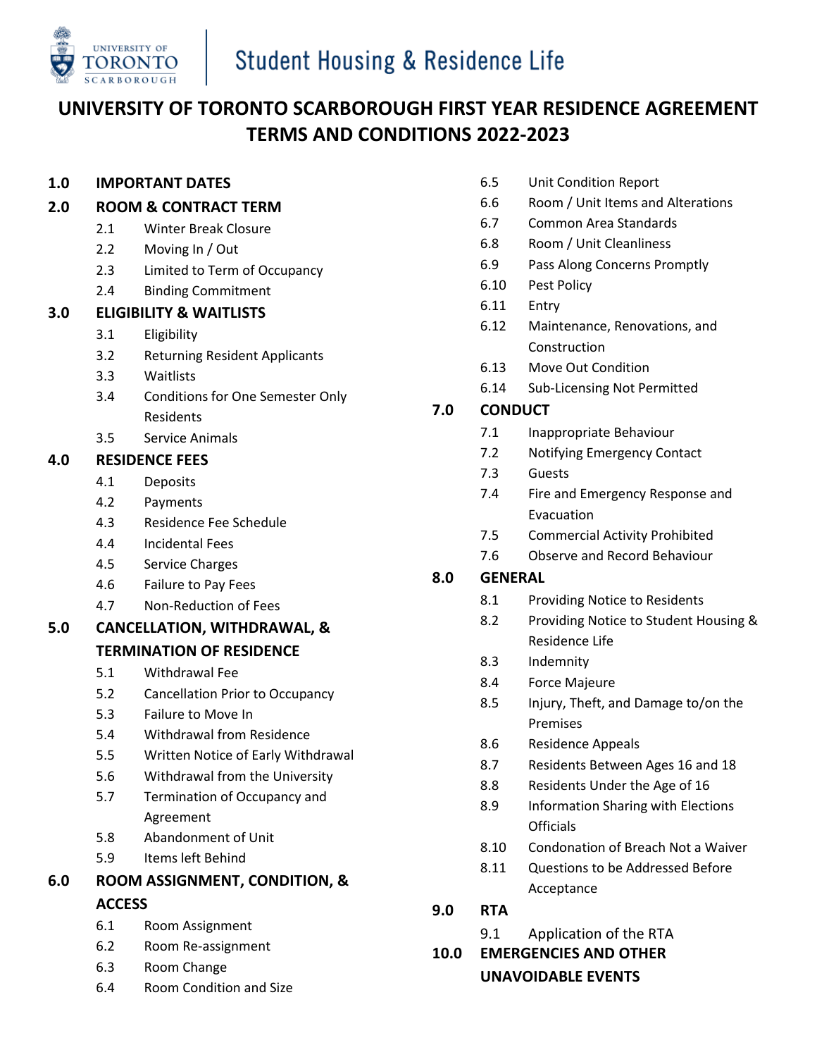University of Toronto Scarborough | Student Housing & Residence Life

# UNIVERSITY OF TORONTO SCARBOROUGH FIRST YEAR RESIDENCE AGREEMENT TERMS AND CONDITIONS 2022-2023

**1.0 IMPORTANT DATES**

**2.0 ROOM & CONTRACT TERM**
- 2.1 Winter Break Closure
- 2.2 Moving In / Out
- 2.3 Limited to Term of Occupancy
- 2.4 Binding Commitment

**3.0 ELIGIBILITY & WAITLISTS**
- 3.1 Eligibility
- 3.2 Returning Resident Applicants
- 3.3 Waitlists
- 3.4 Conditions for One Semester Only Residents
- 3.5 Service Animals

**4.0 RESIDENCE FEES**
- 4.1 Deposits
- 4.2 Payments
- 4.3 Residence Fee Schedule
- 4.4 Incidental Fees
- 4.5 Service Charges
- 4.6 Failure to Pay Fees
- 4.7 Non-Reduction of Fees

**5.0 CANCELLATION, WITHDRAWAL, & TERMINATION OF RESIDENCE**
- 5.1 Withdrawal Fee
- 5.2 Cancellation Prior to Occupancy
- 5.3 Failure to Move In
- 5.4 Withdrawal from Residence
- 5.5 Written Notice of Early Withdrawal
- 5.6 Withdrawal from the University
- 5.7 Termination of Occupancy and Agreement
- 5.8 Abandonment of Unit
- 5.9 Items left Behind

**6.0 ROOM ASSIGNMENT, CONDITION, & ACCESS**
- 6.1 Room Assignment
- 6.2 Room Re-assignment
- 6.3 Room Change
- 6.4 Room Condition and Size
- 6.5 Unit Condition Report
- 6.6 Room / Unit Items and Alterations
- 6.7 Common Area Standards
- 6.8 Room / Unit Cleanliness
- 6.9 Pass Along Concerns Promptly
- 6.10 Pest Policy
- 6.11 Entry
- 6.12 Maintenance, Renovations, and Construction
- 6.13 Move Out Condition
- 6.14 Sub-Licensing Not Permitted

**7.0 CONDUCT**
- 7.1 Inappropriate Behaviour
- 7.2 Notifying Emergency Contact
- 7.3 Guests
- 7.4 Fire and Emergency Response and Evacuation
- 7.5 Commercial Activity Prohibited
- 7.6 Observe and Record Behaviour

**8.0 GENERAL**
- 8.1 Providing Notice to Residents
- 8.2 Providing Notice to Student Housing & Residence Life
- 8.3 Indemnity
- 8.4 Force Majeure
- 8.5 Injury, Theft, and Damage to/on the Premises
- 8.6 Residence Appeals
- 8.7 Residents Between Ages 16 and 18
- 8.8 Residents Under the Age of 16
- 8.9 Information Sharing with Elections Officials
- 8.10 Condonation of Breach Not a Waiver
- 8.11 Questions to be Addressed Before Acceptance

**9.0 RTA**
- 9.1 Application of the RTA

**10.0 EMERGENCIES AND OTHER UNAVOIDABLE EVENTS**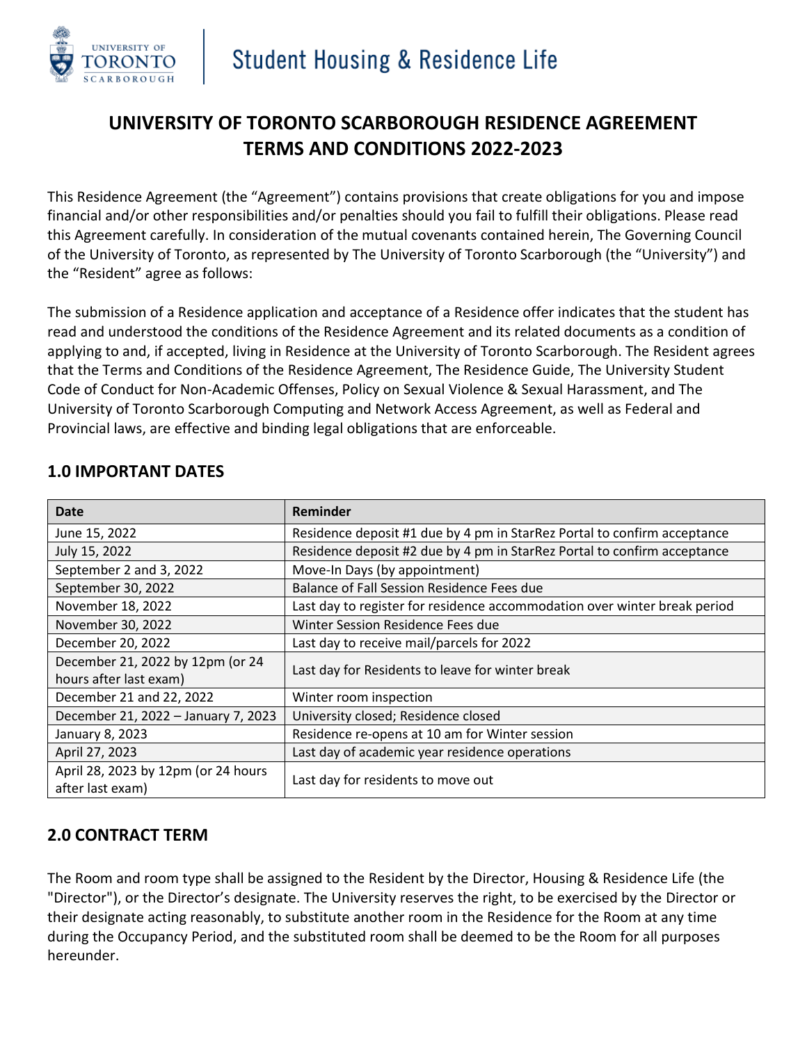# UNIVERSITY OF TORONTO SCARBOROUGH RESIDENCE AGREEMENT TERMS AND CONDITIONS 2022-2023

This Residence Agreement (the "Agreement") contains provisions that create obligations for you and impose financial and/or other responsibilities and/or penalties should you fail to fulfill their obligations. Please read this Agreement carefully. In consideration of the mutual covenants contained herein, The Governing Council of the University of Toronto, as represented by The University of Toronto Scarborough (the "University") and the "Resident" agree as follows:

The submission of a Residence application and acceptance of a Residence offer indicates that the student has read and understood the conditions of the Residence Agreement and its related documents as a condition of applying to and, if accepted, living in Residence at the University of Toronto Scarborough. The Resident agrees that the Terms and Conditions of the Residence Agreement, The Residence Guide, The University Student Code of Conduct for Non-Academic Offenses, Policy on Sexual Violence & Sexual Harassment, and The University of Toronto Scarborough Computing and Network Access Agreement, as well as Federal and Provincial laws, are effective and binding legal obligations that are enforceable.

## 1.0 IMPORTANT DATES

| Date | Reminder |
|---|---|
| June 15, 2022 | Residence deposit #1 due by 4 pm in StarRez Portal to confirm acceptance |
| July 15, 2022 | Residence deposit #2 due by 4 pm in StarRez Portal to confirm acceptance |
| September 2 and 3, 2022 | Move-In Days (by appointment) |
| September 30, 2022 | Balance of Fall Session Residence Fees due |
| November 18, 2022 | Last day to register for residence accommodation over winter break period |
| November 30, 2022 | Winter Session Residence Fees due |
| December 20, 2022 | Last day to receive mail/parcels for 2022 |
| December 21, 2022 by 12pm (or 24 hours after last exam) | Last day for Residents to leave for winter break |
| December 21 and 22, 2022 | Winter room inspection |
| December 21, 2022 – January 7, 2023 | University closed; Residence closed |
| January 8, 2023 | Residence re-opens at 10 am for Winter session |
| April 27, 2023 | Last day of academic year residence operations |
| April 28, 2023 by 12pm (or 24 hours after last exam) | Last day for residents to move out |

## 2.0 CONTRACT TERM

The Room and room type shall be assigned to the Resident by the Director, Housing & Residence Life (the "Director"), or the Director's designate. The University reserves the right, to be exercised by the Director or their designate acting reasonably, to substitute another room in the Residence for the Room at any time during the Occupancy Period, and the substituted room shall be deemed to be the Room for all purposes hereunder.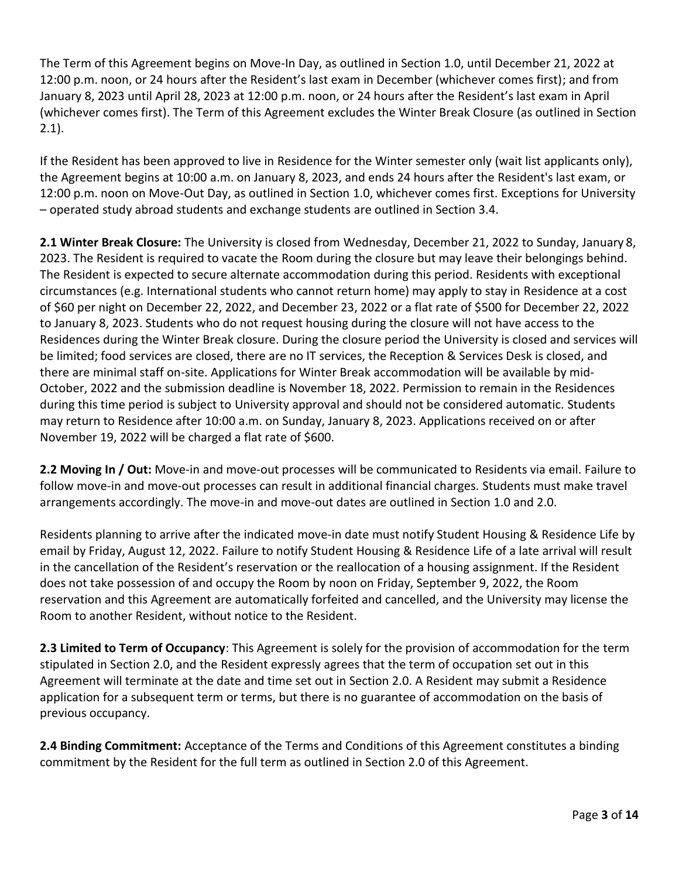The Term of this Agreement begins on Move-In Day, as outlined in Section 1.0, until December 21, 2022 at 12:00 p.m. noon, or 24 hours after the Resident's last exam in December (whichever comes first); and from January 8, 2023 until April 28, 2023 at 12:00 p.m. noon, or 24 hours after the Resident's last exam in April (whichever comes first). The Term of this Agreement excludes the Winter Break Closure (as outlined in Section 2.1).

If the Resident has been approved to live in Residence for the Winter semester only (wait list applicants only), the Agreement begins at 10:00 a.m. on January 8, 2023, and ends 24 hours after the Resident's last exam, or 12:00 p.m. noon on Move-Out Day, as outlined in Section 1.0, whichever comes first. Exceptions for University – operated study abroad students and exchange students are outlined in Section 3.4.

**2.1 Winter Break Closure:** The University is closed from Wednesday, December 21, 2022 to Sunday, January 8, 2023. The Resident is required to vacate the Room during the closure but may leave their belongings behind. The Resident is expected to secure alternate accommodation during this period. Residents with exceptional circumstances (e.g. International students who cannot return home) may apply to stay in Residence at a cost of $60 per night on December 22, 2022, and December 23, 2022 or a flat rate of $500 for December 22, 2022 to January 8, 2023. Students who do not request housing during the closure will not have access to the Residences during the Winter Break closure. During the closure period the University is closed and services will be limited; food services are closed, there are no IT services, the Reception & Services Desk is closed, and there are minimal staff on-site. Applications for Winter Break accommodation will be available by mid-October, 2022 and the submission deadline is November 18, 2022. Permission to remain in the Residences during this time period is subject to University approval and should not be considered automatic. Students may return to Residence after 10:00 a.m. on Sunday, January 8, 2023. Applications received on or after November 19, 2022 will be charged a flat rate of $600.

**2.2 Moving In / Out:** Move-in and move-out processes will be communicated to Residents via email. Failure to follow move-in and move-out processes can result in additional financial charges. Students must make travel arrangements accordingly. The move-in and move-out dates are outlined in Section 1.0 and 2.0.

Residents planning to arrive after the indicated move-in date must notify Student Housing & Residence Life by email by Friday, August 12, 2022. Failure to notify Student Housing & Residence Life of a late arrival will result in the cancellation of the Resident's reservation or the reallocation of a housing assignment. If the Resident does not take possession of and occupy the Room by noon on Friday, September 9, 2022, the Room reservation and this Agreement are automatically forfeited and cancelled, and the University may license the Room to another Resident, without notice to the Resident.

**2.3 Limited to Term of Occupancy**: This Agreement is solely for the provision of accommodation for the term stipulated in Section 2.0, and the Resident expressly agrees that the term of occupation set out in this Agreement will terminate at the date and time set out in Section 2.0. A Resident may submit a Residence application for a subsequent term or terms, but there is no guarantee of accommodation on the basis of previous occupancy.

**2.4 Binding Commitment:** Acceptance of the Terms and Conditions of this Agreement constitutes a binding commitment by the Resident for the full term as outlined in Section 2.0 of this Agreement.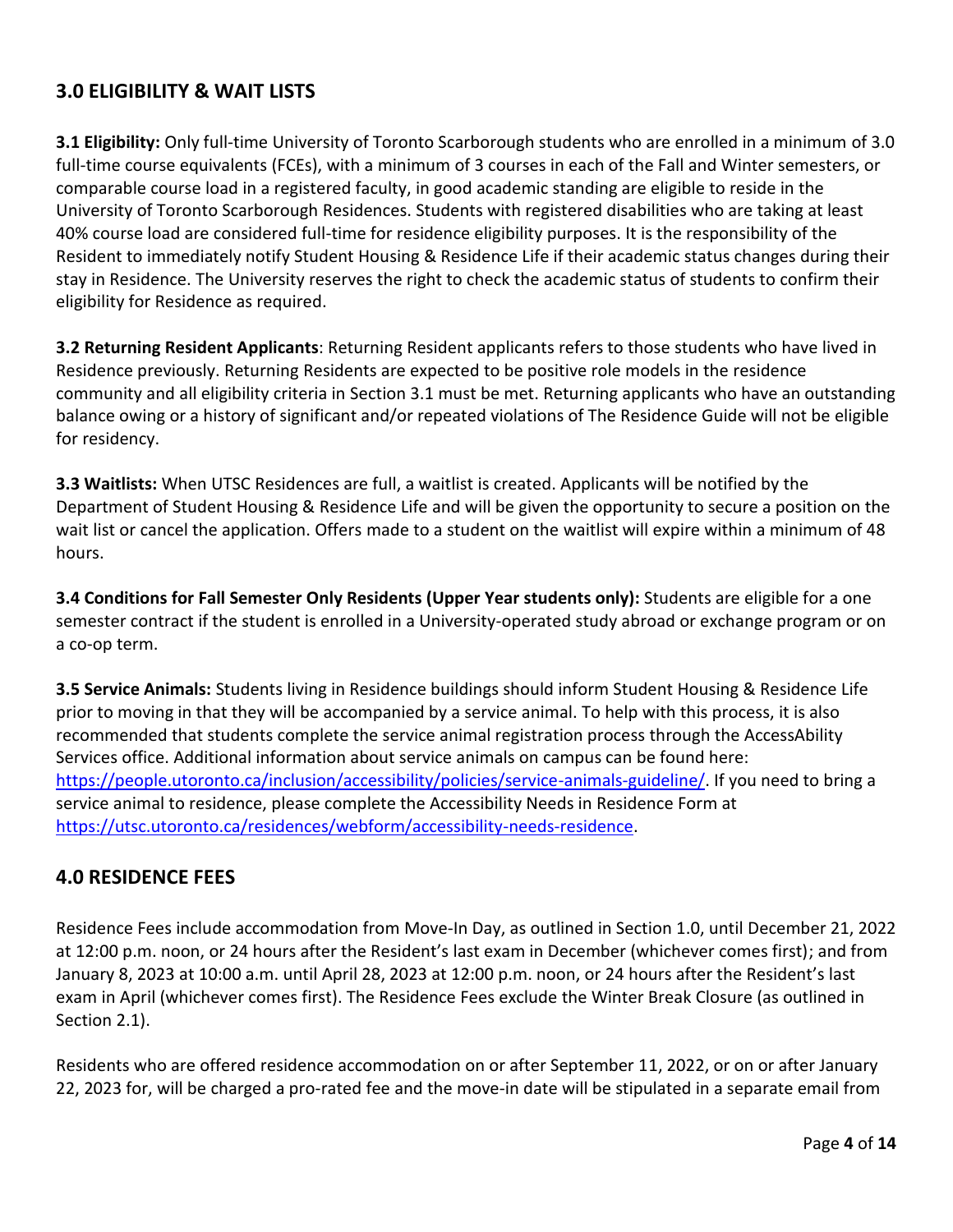## 3.0 ELIGIBILITY & WAIT LISTS

**3.1 Eligibility:** Only full-time University of Toronto Scarborough students who are enrolled in a minimum of 3.0 full-time course equivalents (FCEs), with a minimum of 3 courses in each of the Fall and Winter semesters, or comparable course load in a registered faculty, in good academic standing are eligible to reside in the University of Toronto Scarborough Residences. Students with registered disabilities who are taking at least 40% course load are considered full-time for residence eligibility purposes. It is the responsibility of the Resident to immediately notify Student Housing & Residence Life if their academic status changes during their stay in Residence. The University reserves the right to check the academic status of students to confirm their eligibility for Residence as required.

**3.2 Returning Resident Applicants**: Returning Resident applicants refers to those students who have lived in Residence previously. Returning Residents are expected to be positive role models in the residence community and all eligibility criteria in Section 3.1 must be met. Returning applicants who have an outstanding balance owing or a history of significant and/or repeated violations of The Residence Guide will not be eligible for residency.

**3.3 Waitlists:** When UTSC Residences are full, a waitlist is created. Applicants will be notified by the Department of Student Housing & Residence Life and will be given the opportunity to secure a position on the wait list or cancel the application. Offers made to a student on the waitlist will expire within a minimum of 48 hours.

**3.4 Conditions for Fall Semester Only Residents (Upper Year students only):** Students are eligible for a one semester contract if the student is enrolled in a University-operated study abroad or exchange program or on a co-op term.

**3.5 Service Animals:** Students living in Residence buildings should inform Student Housing & Residence Life prior to moving in that they will be accompanied by a service animal. To help with this process, it is also recommended that students complete the service animal registration process through the AccessAbility Services office. Additional information about service animals on campus can be found here: https://people.utoronto.ca/inclusion/accessibility/policies/service-animals-guideline/. If you need to bring a service animal to residence, please complete the Accessibility Needs in Residence Form at https://utsc.utoronto.ca/residences/webform/accessibility-needs-residence.

## 4.0 RESIDENCE FEES

Residence Fees include accommodation from Move-In Day, as outlined in Section 1.0, until December 21, 2022 at 12:00 p.m. noon, or 24 hours after the Resident's last exam in December (whichever comes first); and from January 8, 2023 at 10:00 a.m. until April 28, 2023 at 12:00 p.m. noon, or 24 hours after the Resident's last exam in April (whichever comes first). The Residence Fees exclude the Winter Break Closure (as outlined in Section 2.1).

Residents who are offered residence accommodation on or after September 11, 2022, or on or after January 22, 2023 for, will be charged a pro-rated fee and the move-in date will be stipulated in a separate email from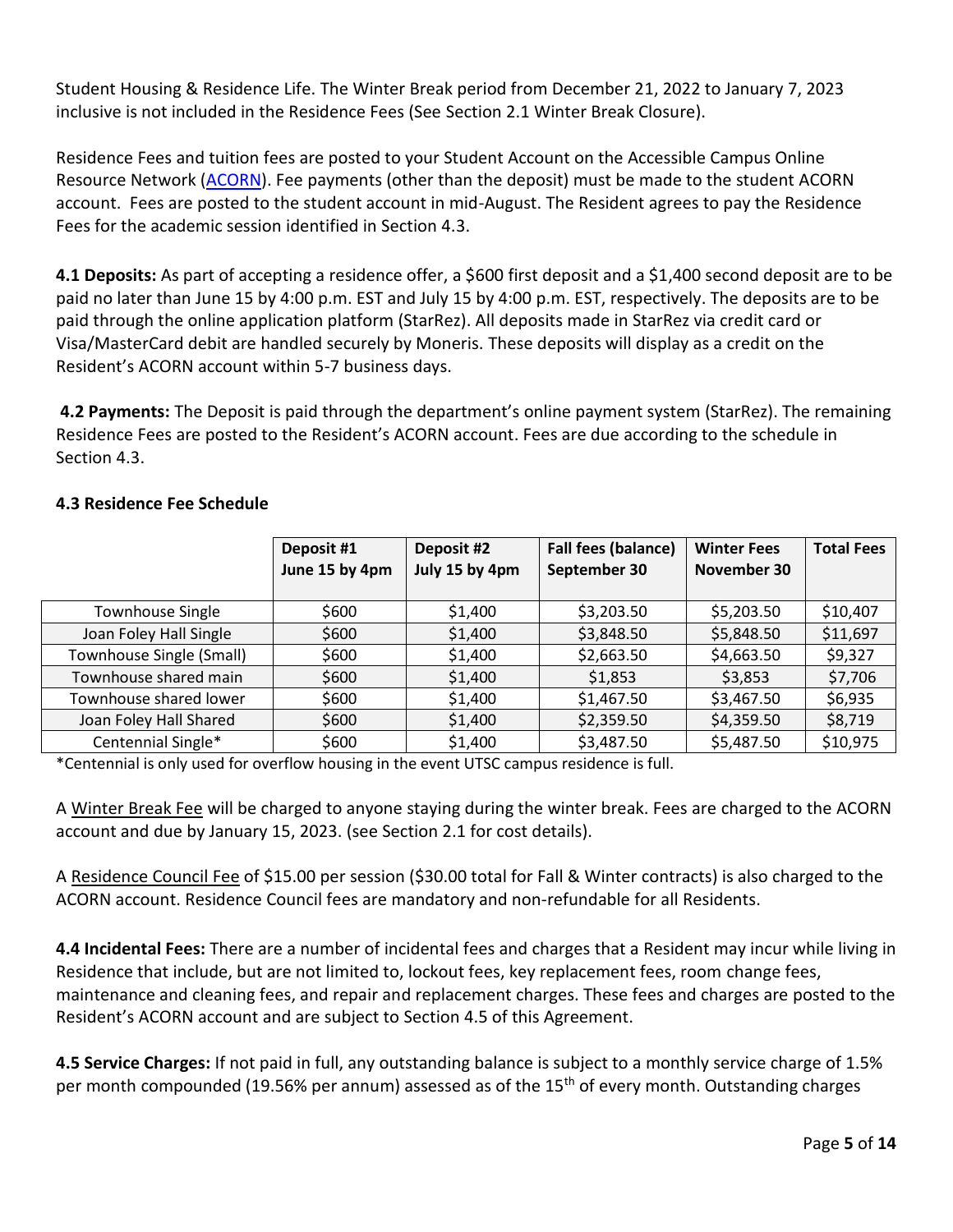Student Housing & Residence Life. The Winter Break period from December 21, 2022 to January 7, 2023 inclusive is not included in the Residence Fees (See Section 2.1 Winter Break Closure).

Residence Fees and tuition fees are posted to your Student Account on the Accessible Campus Online Resource Network (ACORN). Fee payments (other than the deposit) must be made to the student ACORN account. Fees are posted to the student account in mid-August. The Resident agrees to pay the Residence Fees for the academic session identified in Section 4.3.

**4.1 Deposits:** As part of accepting a residence offer, a $600 first deposit and a $1,400 second deposit are to be paid no later than June 15 by 4:00 p.m. EST and July 15 by 4:00 p.m. EST, respectively. The deposits are to be paid through the online application platform (StarRez). All deposits made in StarRez via credit card or Visa/MasterCard debit are handled securely by Moneris. These deposits will display as a credit on the Resident's ACORN account within 5-7 business days.

**4.2 Payments:** The Deposit is paid through the department's online payment system (StarRez). The remaining Residence Fees are posted to the Resident's ACORN account. Fees are due according to the schedule in Section 4.3.

**4.3 Residence Fee Schedule**

| | Deposit #1 June 15 by 4pm | Deposit #2 July 15 by 4pm | Fall fees (balance) September 30 | Winter Fees November 30 | Total Fees |
|---|---|---|---|---|---|
| Townhouse Single | $600 | $1,400 | $3,203.50 | $5,203.50 | $10,407 |
| Joan Foley Hall Single | $600 | $1,400 | $3,848.50 | $5,848.50 | $11,697 |
| Townhouse Single (Small) | $600 | $1,400 | $2,663.50 | $4,663.50 | $9,327 |
| Townhouse shared main | $600 | $1,400 | $1,853 | $3,853 | $7,706 |
| Townhouse shared lower | $600 | $1,400 | $1,467.50 | $3,467.50 | $6,935 |
| Joan Foley Hall Shared | $600 | $1,400 | $2,359.50 | $4,359.50 | $8,719 |
| Centennial Single* | $600 | $1,400 | $3,487.50 | $5,487.50 | $10,975 |

*Centennial is only used for overflow housing in the event UTSC campus residence is full.

A Winter Break Fee will be charged to anyone staying during the winter break. Fees are charged to the ACORN account and due by January 15, 2023. (see Section 2.1 for cost details).

A Residence Council Fee of $15.00 per session ($30.00 total for Fall & Winter contracts) is also charged to the ACORN account. Residence Council fees are mandatory and non-refundable for all Residents.

**4.4 Incidental Fees:** There are a number of incidental fees and charges that a Resident may incur while living in Residence that include, but are not limited to, lockout fees, key replacement fees, room change fees, maintenance and cleaning fees, and repair and replacement charges. These fees and charges are posted to the Resident's ACORN account and are subject to Section 4.5 of this Agreement.

**4.5 Service Charges:** If not paid in full, any outstanding balance is subject to a monthly service charge of 1.5% per month compounded (19.56% per annum) assessed as of the 15th of every month. Outstanding charges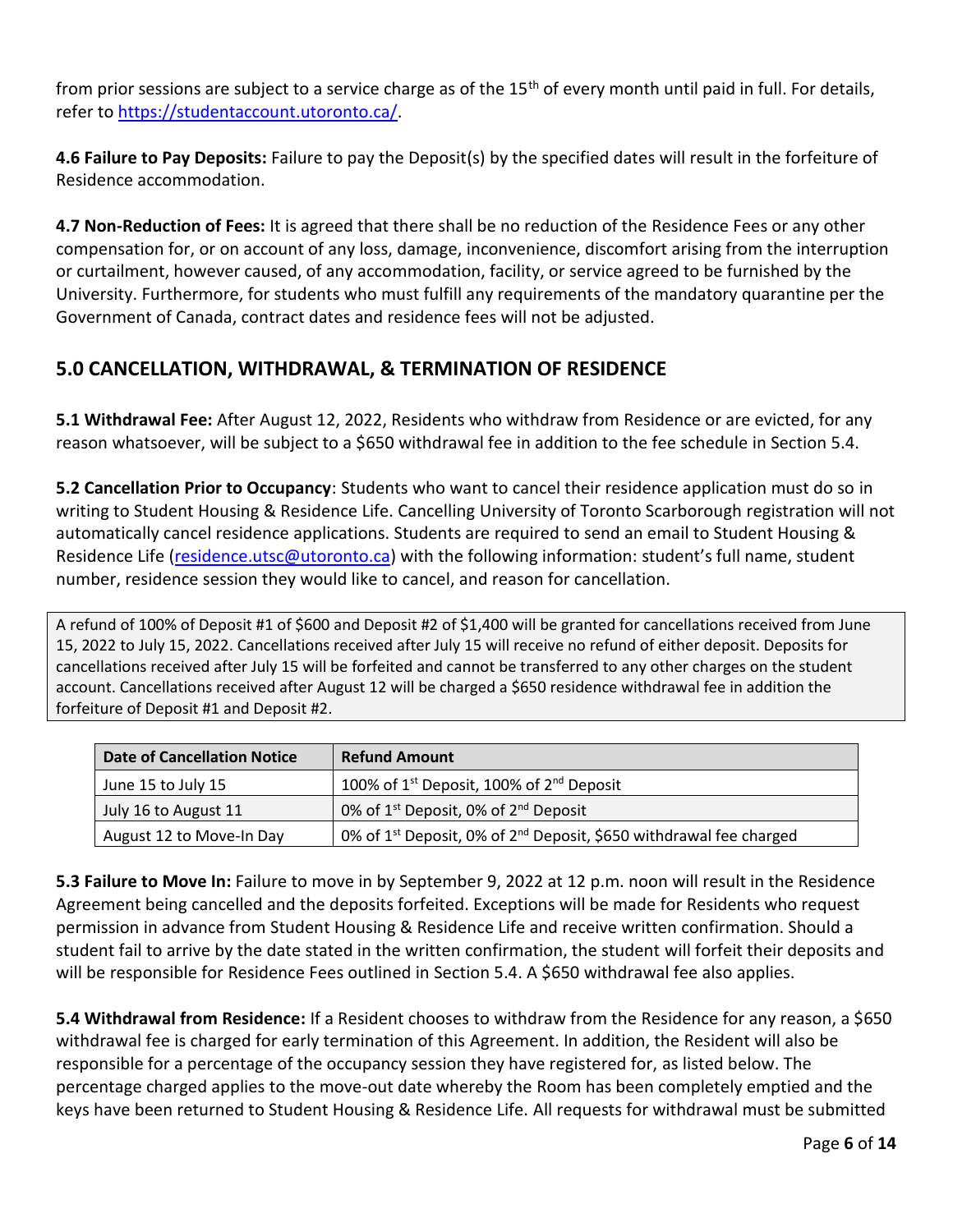from prior sessions are subject to a service charge as of the 15th of every month until paid in full. For details, refer to [https://studentaccount.utoronto.ca/](https://studentaccount.utoronto.ca/).

**4.6 Failure to Pay Deposits:** Failure to pay the Deposit(s) by the specified dates will result in the forfeiture of Residence accommodation.

**4.7 Non-Reduction of Fees:** It is agreed that there shall be no reduction of the Residence Fees or any other compensation for, or on account of any loss, damage, inconvenience, discomfort arising from the interruption or curtailment, however caused, of any accommodation, facility, or service agreed to be furnished by the University. Furthermore, for students who must fulfill any requirements of the mandatory quarantine per the Government of Canada, contract dates and residence fees will not be adjusted.

## 5.0 CANCELLATION, WITHDRAWAL, & TERMINATION OF RESIDENCE

**5.1 Withdrawal Fee:** After August 12, 2022, Residents who withdraw from Residence or are evicted, for any reason whatsoever, will be subject to a $650 withdrawal fee in addition to the fee schedule in Section 5.4.

**5.2 Cancellation Prior to Occupancy**: Students who want to cancel their residence application must do so in writing to Student Housing & Residence Life. Cancelling University of Toronto Scarborough registration will not automatically cancel residence applications. Students are required to send an email to Student Housing & Residence Life ([residence.utsc@utoronto.ca](mailto:residence.utsc@utoronto.ca)) with the following information: student's full name, student number, residence session they would like to cancel, and reason for cancellation.

A refund of 100% of Deposit #1 of $600 and Deposit #2 of $1,400 will be granted for cancellations received from June 15, 2022 to July 15, 2022. Cancellations received after July 15 will receive no refund of either deposit. Deposits for cancellations received after July 15 will be forfeited and cannot be transferred to any other charges on the student account. Cancellations received after August 12 will be charged a $650 residence withdrawal fee in addition the forfeiture of Deposit #1 and Deposit #2.

| Date of Cancellation Notice | Refund Amount |
|---|---|
| June 15 to July 15 | 100% of 1st Deposit, 100% of 2nd Deposit |
| July 16 to August 11 | 0% of 1st Deposit, 0% of 2nd Deposit |
| August 12 to Move-In Day | 0% of 1st Deposit, 0% of 2nd Deposit, $650 withdrawal fee charged |

**5.3 Failure to Move In:** Failure to move in by September 9, 2022 at 12 p.m. noon will result in the Residence Agreement being cancelled and the deposits forfeited. Exceptions will be made for Residents who request permission in advance from Student Housing & Residence Life and receive written confirmation. Should a student fail to arrive by the date stated in the written confirmation, the student will forfeit their deposits and will be responsible for Residence Fees outlined in Section 5.4. A $650 withdrawal fee also applies.

**5.4 Withdrawal from Residence:** If a Resident chooses to withdraw from the Residence for any reason, a $650 withdrawal fee is charged for early termination of this Agreement. In addition, the Resident will also be responsible for a percentage of the occupancy session they have registered for, as listed below. The percentage charged applies to the move-out date whereby the Room has been completely emptied and the keys have been returned to Student Housing & Residence Life. All requests for withdrawal must be submitted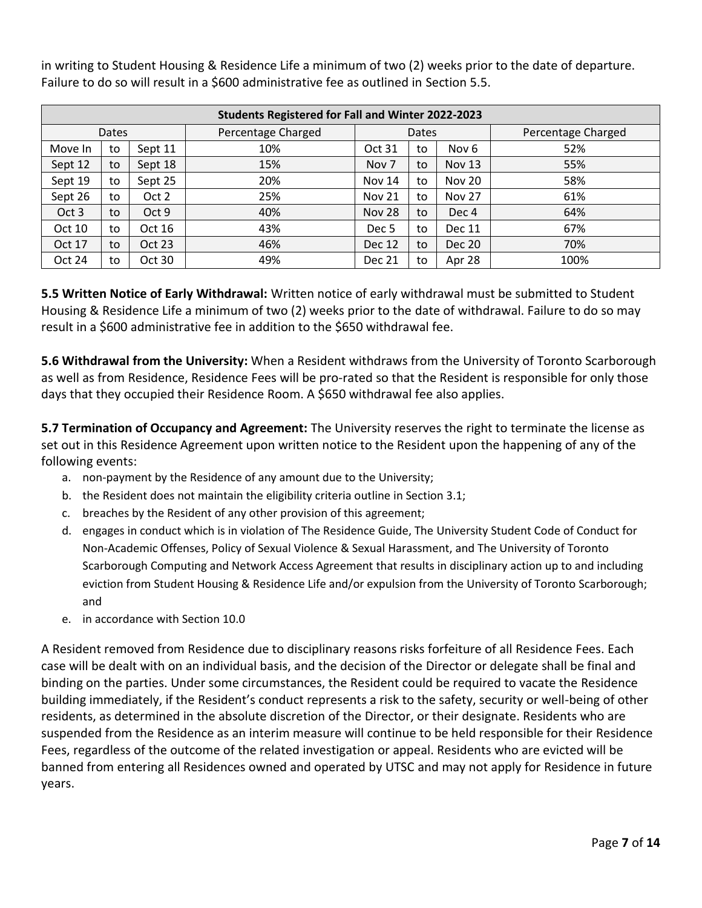in writing to Student Housing & Residence Life a minimum of two (2) weeks prior to the date of departure. Failure to do so will result in a $600 administrative fee as outlined in Section 5.5.

| Students Registered for Fall and Winter 2022-2023 | | | | | | | |
|---|---|---|---|---|---|---|---|
| Dates | | | Percentage Charged | Dates | | | Percentage Charged |
| Move In | to | Sept 11 | 10% | Oct 31 | to | Nov 6 | 52% |
| Sept 12 | to | Sept 18 | 15% | Nov 7 | to | Nov 13 | 55% |
| Sept 19 | to | Sept 25 | 20% | Nov 14 | to | Nov 20 | 58% |
| Sept 26 | to | Oct 2 | 25% | Nov 21 | to | Nov 27 | 61% |
| Oct 3 | to | Oct 9 | 40% | Nov 28 | to | Dec 4 | 64% |
| Oct 10 | to | Oct 16 | 43% | Dec 5 | to | Dec 11 | 67% |
| Oct 17 | to | Oct 23 | 46% | Dec 12 | to | Dec 20 | 70% |
| Oct 24 | to | Oct 30 | 49% | Dec 21 | to | Apr 28 | 100% |

**5.5 Written Notice of Early Withdrawal:** Written notice of early withdrawal must be submitted to Student Housing & Residence Life a minimum of two (2) weeks prior to the date of withdrawal. Failure to do so may result in a $600 administrative fee in addition to the $650 withdrawal fee.

**5.6 Withdrawal from the University:** When a Resident withdraws from the University of Toronto Scarborough as well as from Residence, Residence Fees will be pro-rated so that the Resident is responsible for only those days that they occupied their Residence Room. A $650 withdrawal fee also applies.

**5.7 Termination of Occupancy and Agreement:** The University reserves the right to terminate the license as set out in this Residence Agreement upon written notice to the Resident upon the happening of any of the following events:

a. non-payment by the Residence of any amount due to the University;
b. the Resident does not maintain the eligibility criteria outline in Section 3.1;
c. breaches by the Resident of any other provision of this agreement;
d. engages in conduct which is in violation of The Residence Guide, The University Student Code of Conduct for Non-Academic Offenses, Policy of Sexual Violence & Sexual Harassment, and The University of Toronto Scarborough Computing and Network Access Agreement that results in disciplinary action up to and including eviction from Student Housing & Residence Life and/or expulsion from the University of Toronto Scarborough; and
e. in accordance with Section 10.0

A Resident removed from Residence due to disciplinary reasons risks forfeiture of all Residence Fees. Each case will be dealt with on an individual basis, and the decision of the Director or delegate shall be final and binding on the parties. Under some circumstances, the Resident could be required to vacate the Residence building immediately, if the Resident's conduct represents a risk to the safety, security or well-being of other residents, as determined in the absolute discretion of the Director, or their designate. Residents who are suspended from the Residence as an interim measure will continue to be held responsible for their Residence Fees, regardless of the outcome of the related investigation or appeal. Residents who are evicted will be banned from entering all Residences owned and operated by UTSC and may not apply for Residence in future years.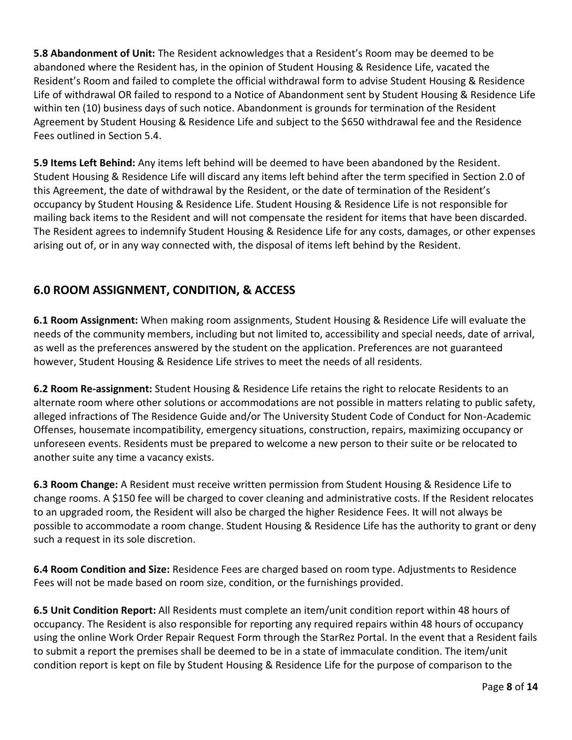**5.8 Abandonment of Unit:** The Resident acknowledges that a Resident's Room may be deemed to be abandoned where the Resident has, in the opinion of Student Housing & Residence Life, vacated the Resident's Room and failed to complete the official withdrawal form to advise Student Housing & Residence Life of withdrawal OR failed to respond to a Notice of Abandonment sent by Student Housing & Residence Life within ten (10) business days of such notice. Abandonment is grounds for termination of the Resident Agreement by Student Housing & Residence Life and subject to the $650 withdrawal fee and the Residence Fees outlined in Section 5.4.

**5.9 Items Left Behind:** Any items left behind will be deemed to have been abandoned by the Resident. Student Housing & Residence Life will discard any items left behind after the term specified in Section 2.0 of this Agreement, the date of withdrawal by the Resident, or the date of termination of the Resident's occupancy by Student Housing & Residence Life. Student Housing & Residence Life is not responsible for mailing back items to the Resident and will not compensate the resident for items that have been discarded. The Resident agrees to indemnify Student Housing & Residence Life for any costs, damages, or other expenses arising out of, or in any way connected with, the disposal of items left behind by the Resident.

## 6.0 ROOM ASSIGNMENT, CONDITION, & ACCESS

**6.1 Room Assignment:** When making room assignments, Student Housing & Residence Life will evaluate the needs of the community members, including but not limited to, accessibility and special needs, date of arrival, as well as the preferences answered by the student on the application. Preferences are not guaranteed however, Student Housing & Residence Life strives to meet the needs of all residents.

**6.2 Room Re-assignment:** Student Housing & Residence Life retains the right to relocate Residents to an alternate room where other solutions or accommodations are not possible in matters relating to public safety, alleged infractions of The Residence Guide and/or The University Student Code of Conduct for Non-Academic Offenses, housemate incompatibility, emergency situations, construction, repairs, maximizing occupancy or unforeseen events. Residents must be prepared to welcome a new person to their suite or be relocated to another suite any time a vacancy exists.

**6.3 Room Change:** A Resident must receive written permission from Student Housing & Residence Life to change rooms. A $150 fee will be charged to cover cleaning and administrative costs. If the Resident relocates to an upgraded room, the Resident will also be charged the higher Residence Fees. It will not always be possible to accommodate a room change. Student Housing & Residence Life has the authority to grant or deny such a request in its sole discretion.

**6.4 Room Condition and Size:** Residence Fees are charged based on room type. Adjustments to Residence Fees will not be made based on room size, condition, or the furnishings provided.

**6.5 Unit Condition Report:** All Residents must complete an item/unit condition report within 48 hours of occupancy. The Resident is also responsible for reporting any required repairs within 48 hours of occupancy using the online Work Order Repair Request Form through the StarRez Portal. In the event that a Resident fails to submit a report the premises shall be deemed to be in a state of immaculate condition. The item/unit condition report is kept on file by Student Housing & Residence Life for the purpose of comparison to the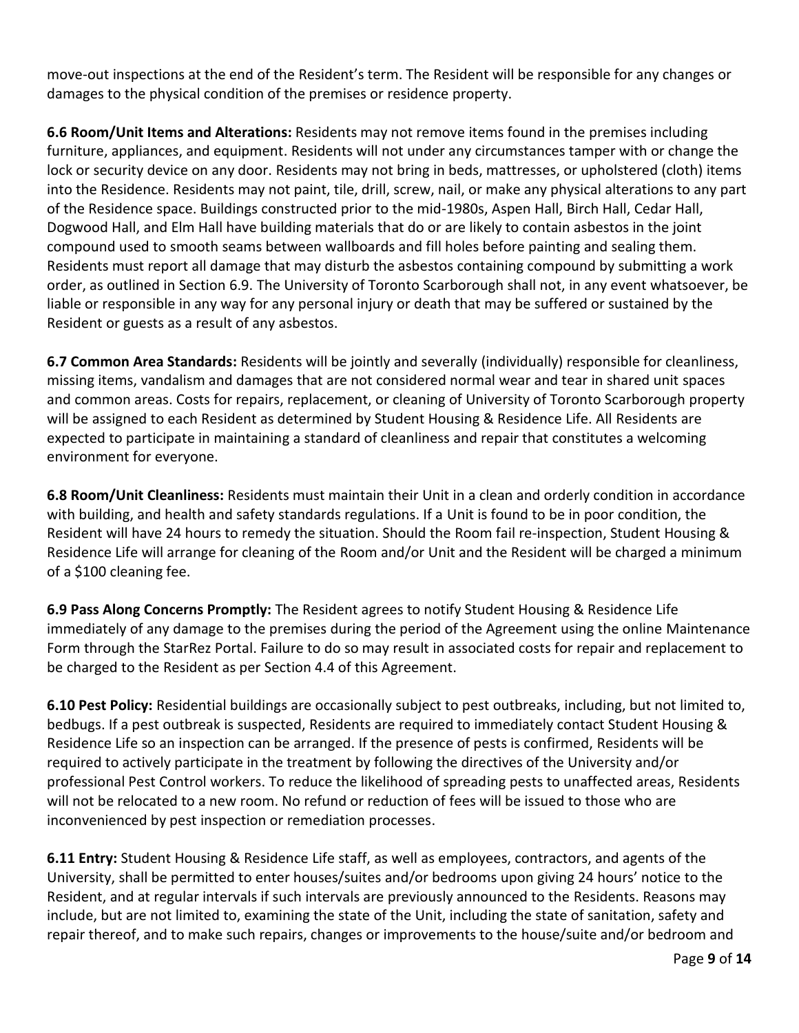move-out inspections at the end of the Resident's term. The Resident will be responsible for any changes or damages to the physical condition of the premises or residence property.

**6.6 Room/Unit Items and Alterations:** Residents may not remove items found in the premises including furniture, appliances, and equipment. Residents will not under any circumstances tamper with or change the lock or security device on any door. Residents may not bring in beds, mattresses, or upholstered (cloth) items into the Residence. Residents may not paint, tile, drill, screw, nail, or make any physical alterations to any part of the Residence space. Buildings constructed prior to the mid-1980s, Aspen Hall, Birch Hall, Cedar Hall, Dogwood Hall, and Elm Hall have building materials that do or are likely to contain asbestos in the joint compound used to smooth seams between wallboards and fill holes before painting and sealing them. Residents must report all damage that may disturb the asbestos containing compound by submitting a work order, as outlined in Section 6.9. The University of Toronto Scarborough shall not, in any event whatsoever, be liable or responsible in any way for any personal injury or death that may be suffered or sustained by the Resident or guests as a result of any asbestos.

**6.7 Common Area Standards:** Residents will be jointly and severally (individually) responsible for cleanliness, missing items, vandalism and damages that are not considered normal wear and tear in shared unit spaces and common areas. Costs for repairs, replacement, or cleaning of University of Toronto Scarborough property will be assigned to each Resident as determined by Student Housing & Residence Life. All Residents are expected to participate in maintaining a standard of cleanliness and repair that constitutes a welcoming environment for everyone.

**6.8 Room/Unit Cleanliness:** Residents must maintain their Unit in a clean and orderly condition in accordance with building, and health and safety standards regulations. If a Unit is found to be in poor condition, the Resident will have 24 hours to remedy the situation. Should the Room fail re-inspection, Student Housing & Residence Life will arrange for cleaning of the Room and/or Unit and the Resident will be charged a minimum of a $100 cleaning fee.

**6.9 Pass Along Concerns Promptly:** The Resident agrees to notify Student Housing & Residence Life immediately of any damage to the premises during the period of the Agreement using the online Maintenance Form through the StarRez Portal. Failure to do so may result in associated costs for repair and replacement to be charged to the Resident as per Section 4.4 of this Agreement.

**6.10 Pest Policy:** Residential buildings are occasionally subject to pest outbreaks, including, but not limited to, bedbugs. If a pest outbreak is suspected, Residents are required to immediately contact Student Housing & Residence Life so an inspection can be arranged. If the presence of pests is confirmed, Residents will be required to actively participate in the treatment by following the directives of the University and/or professional Pest Control workers. To reduce the likelihood of spreading pests to unaffected areas, Residents will not be relocated to a new room. No refund or reduction of fees will be issued to those who are inconvenienced by pest inspection or remediation processes.

**6.11 Entry:** Student Housing & Residence Life staff, as well as employees, contractors, and agents of the University, shall be permitted to enter houses/suites and/or bedrooms upon giving 24 hours' notice to the Resident, and at regular intervals if such intervals are previously announced to the Residents. Reasons may include, but are not limited to, examining the state of the Unit, including the state of sanitation, safety and repair thereof, and to make such repairs, changes or improvements to the house/suite and/or bedroom and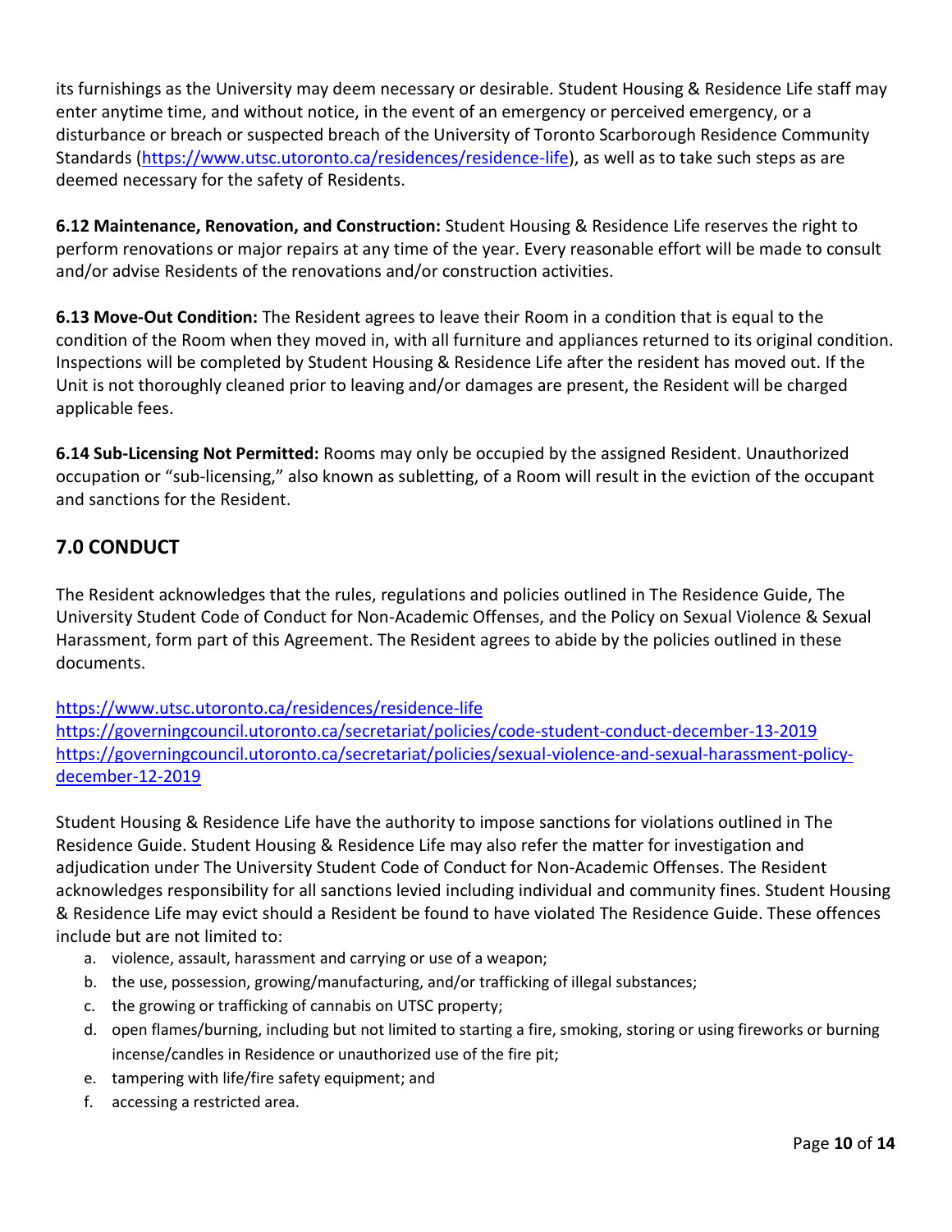its furnishings as the University may deem necessary or desirable. Student Housing & Residence Life staff may enter anytime time, and without notice, in the event of an emergency or perceived emergency, or a disturbance or breach or suspected breach of the University of Toronto Scarborough Residence Community Standards (https://www.utsc.utoronto.ca/residences/residence-life), as well as to take such steps as are deemed necessary for the safety of Residents.

**6.12 Maintenance, Renovation, and Construction:** Student Housing & Residence Life reserves the right to perform renovations or major repairs at any time of the year. Every reasonable effort will be made to consult and/or advise Residents of the renovations and/or construction activities.

**6.13 Move-Out Condition:** The Resident agrees to leave their Room in a condition that is equal to the condition of the Room when they moved in, with all furniture and appliances returned to its original condition. Inspections will be completed by Student Housing & Residence Life after the resident has moved out. If the Unit is not thoroughly cleaned prior to leaving and/or damages are present, the Resident will be charged applicable fees.

**6.14 Sub-Licensing Not Permitted:** Rooms may only be occupied by the assigned Resident. Unauthorized occupation or "sub-licensing," also known as subletting, of a Room will result in the eviction of the occupant and sanctions for the Resident.

## 7.0 CONDUCT

The Resident acknowledges that the rules, regulations and policies outlined in The Residence Guide, The University Student Code of Conduct for Non-Academic Offenses, and the Policy on Sexual Violence & Sexual Harassment, form part of this Agreement. The Resident agrees to abide by the policies outlined in these documents.

https://www.utsc.utoronto.ca/residences/residence-life
https://governingcouncil.utoronto.ca/secretariat/policies/code-student-conduct-december-13-2019
https://governingcouncil.utoronto.ca/secretariat/policies/sexual-violence-and-sexual-harassment-policy-december-12-2019

Student Housing & Residence Life have the authority to impose sanctions for violations outlined in The Residence Guide. Student Housing & Residence Life may also refer the matter for investigation and adjudication under The University Student Code of Conduct for Non-Academic Offenses. The Resident acknowledges responsibility for all sanctions levied including individual and community fines. Student Housing & Residence Life may evict should a Resident be found to have violated The Residence Guide. These offences include but are not limited to:

a. violence, assault, harassment and carrying or use of a weapon;
b. the use, possession, growing/manufacturing, and/or trafficking of illegal substances;
c. the growing or trafficking of cannabis on UTSC property;
d. open flames/burning, including but not limited to starting a fire, smoking, storing or using fireworks or burning incense/candles in Residence or unauthorized use of the fire pit;
e. tampering with life/fire safety equipment; and
f. accessing a restricted area.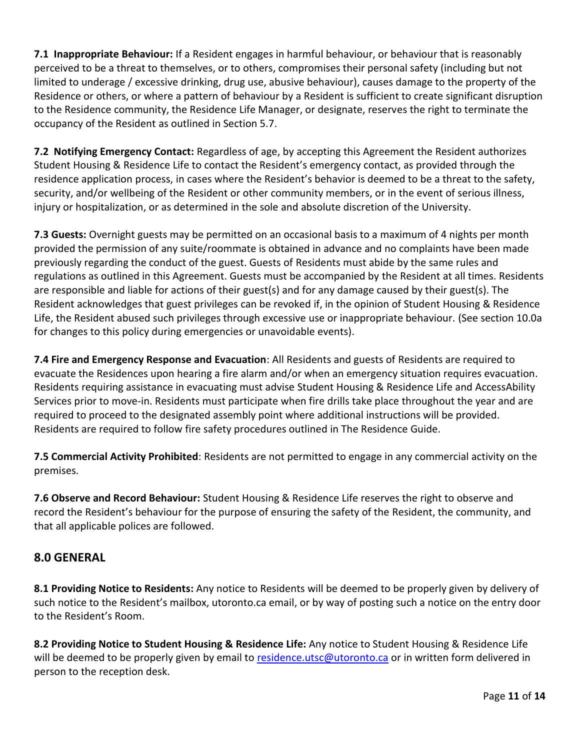**7.1 Inappropriate Behaviour:** If a Resident engages in harmful behaviour, or behaviour that is reasonably perceived to be a threat to themselves, or to others, compromises their personal safety (including but not limited to underage / excessive drinking, drug use, abusive behaviour), causes damage to the property of the Residence or others, or where a pattern of behaviour by a Resident is sufficient to create significant disruption to the Residence community, the Residence Life Manager, or designate, reserves the right to terminate the occupancy of the Resident as outlined in Section 5.7.

**7.2 Notifying Emergency Contact:** Regardless of age, by accepting this Agreement the Resident authorizes Student Housing & Residence Life to contact the Resident's emergency contact, as provided through the residence application process, in cases where the Resident's behavior is deemed to be a threat to the safety, security, and/or wellbeing of the Resident or other community members, or in the event of serious illness, injury or hospitalization, or as determined in the sole and absolute discretion of the University.

**7.3 Guests:** Overnight guests may be permitted on an occasional basis to a maximum of 4 nights per month provided the permission of any suite/roommate is obtained in advance and no complaints have been made previously regarding the conduct of the guest. Guests of Residents must abide by the same rules and regulations as outlined in this Agreement. Guests must be accompanied by the Resident at all times. Residents are responsible and liable for actions of their guest(s) and for any damage caused by their guest(s). The Resident acknowledges that guest privileges can be revoked if, in the opinion of Student Housing & Residence Life, the Resident abused such privileges through excessive use or inappropriate behaviour. (See section 10.0a for changes to this policy during emergencies or unavoidable events).

**7.4 Fire and Emergency Response and Evacuation**: All Residents and guests of Residents are required to evacuate the Residences upon hearing a fire alarm and/or when an emergency situation requires evacuation. Residents requiring assistance in evacuating must advise Student Housing & Residence Life and AccessAbility Services prior to move-in. Residents must participate when fire drills take place throughout the year and are required to proceed to the designated assembly point where additional instructions will be provided. Residents are required to follow fire safety procedures outlined in The Residence Guide.

**7.5 Commercial Activity Prohibited**: Residents are not permitted to engage in any commercial activity on the premises.

**7.6 Observe and Record Behaviour:** Student Housing & Residence Life reserves the right to observe and record the Resident's behaviour for the purpose of ensuring the safety of the Resident, the community, and that all applicable polices are followed.

## 8.0 GENERAL

**8.1 Providing Notice to Residents:** Any notice to Residents will be deemed to be properly given by delivery of such notice to the Resident's mailbox, utoronto.ca email, or by way of posting such a notice on the entry door to the Resident's Room.

**8.2 Providing Notice to Student Housing & Residence Life:** Any notice to Student Housing & Residence Life will be deemed to be properly given by email to residence.utsc@utoronto.ca or in written form delivered in person to the reception desk.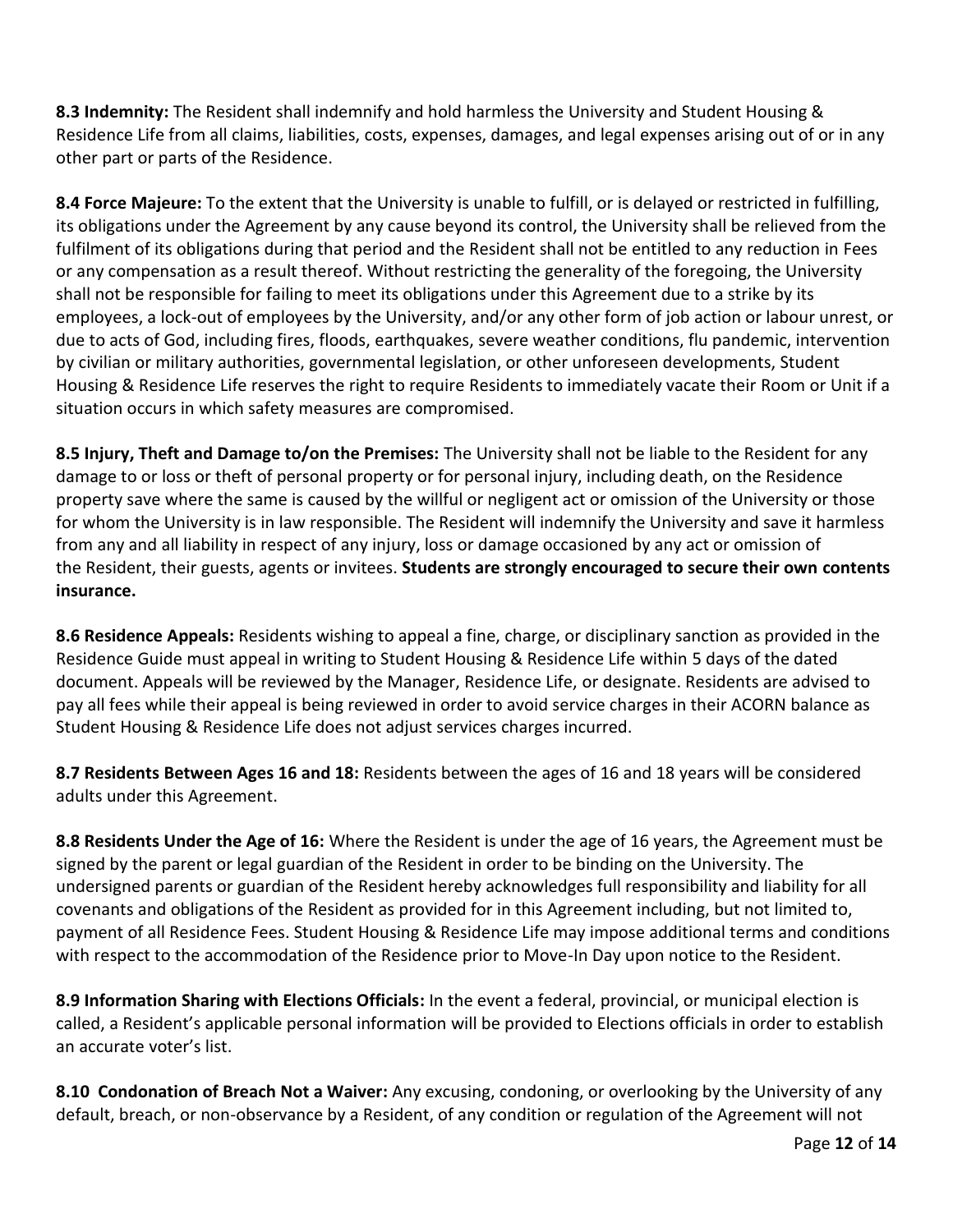**8.3 Indemnity:** The Resident shall indemnify and hold harmless the University and Student Housing & Residence Life from all claims, liabilities, costs, expenses, damages, and legal expenses arising out of or in any other part or parts of the Residence.

**8.4 Force Majeure:** To the extent that the University is unable to fulfill, or is delayed or restricted in fulfilling, its obligations under the Agreement by any cause beyond its control, the University shall be relieved from the fulfilment of its obligations during that period and the Resident shall not be entitled to any reduction in Fees or any compensation as a result thereof. Without restricting the generality of the foregoing, the University shall not be responsible for failing to meet its obligations under this Agreement due to a strike by its employees, a lock-out of employees by the University, and/or any other form of job action or labour unrest, or due to acts of God, including fires, floods, earthquakes, severe weather conditions, flu pandemic, intervention by civilian or military authorities, governmental legislation, or other unforeseen developments, Student Housing & Residence Life reserves the right to require Residents to immediately vacate their Room or Unit if a situation occurs in which safety measures are compromised.

**8.5 Injury, Theft and Damage to/on the Premises:** The University shall not be liable to the Resident for any damage to or loss or theft of personal property or for personal injury, including death, on the Residence property save where the same is caused by the willful or negligent act or omission of the University or those for whom the University is in law responsible. The Resident will indemnify the University and save it harmless from any and all liability in respect of any injury, loss or damage occasioned by any act or omission of the Resident, their guests, agents or invitees. **Students are strongly encouraged to secure their own contents insurance.**

**8.6 Residence Appeals:** Residents wishing to appeal a fine, charge, or disciplinary sanction as provided in the Residence Guide must appeal in writing to Student Housing & Residence Life within 5 days of the dated document. Appeals will be reviewed by the Manager, Residence Life, or designate. Residents are advised to pay all fees while their appeal is being reviewed in order to avoid service charges in their ACORN balance as Student Housing & Residence Life does not adjust services charges incurred.

**8.7 Residents Between Ages 16 and 18:** Residents between the ages of 16 and 18 years will be considered adults under this Agreement.

**8.8 Residents Under the Age of 16:** Where the Resident is under the age of 16 years, the Agreement must be signed by the parent or legal guardian of the Resident in order to be binding on the University. The undersigned parents or guardian of the Resident hereby acknowledges full responsibility and liability for all covenants and obligations of the Resident as provided for in this Agreement including, but not limited to, payment of all Residence Fees. Student Housing & Residence Life may impose additional terms and conditions with respect to the accommodation of the Residence prior to Move-In Day upon notice to the Resident.

**8.9 Information Sharing with Elections Officials:** In the event a federal, provincial, or municipal election is called, a Resident's applicable personal information will be provided to Elections officials in order to establish an accurate voter's list.

**8.10 Condonation of Breach Not a Waiver:** Any excusing, condoning, or overlooking by the University of any default, breach, or non-observance by a Resident, of any condition or regulation of the Agreement will not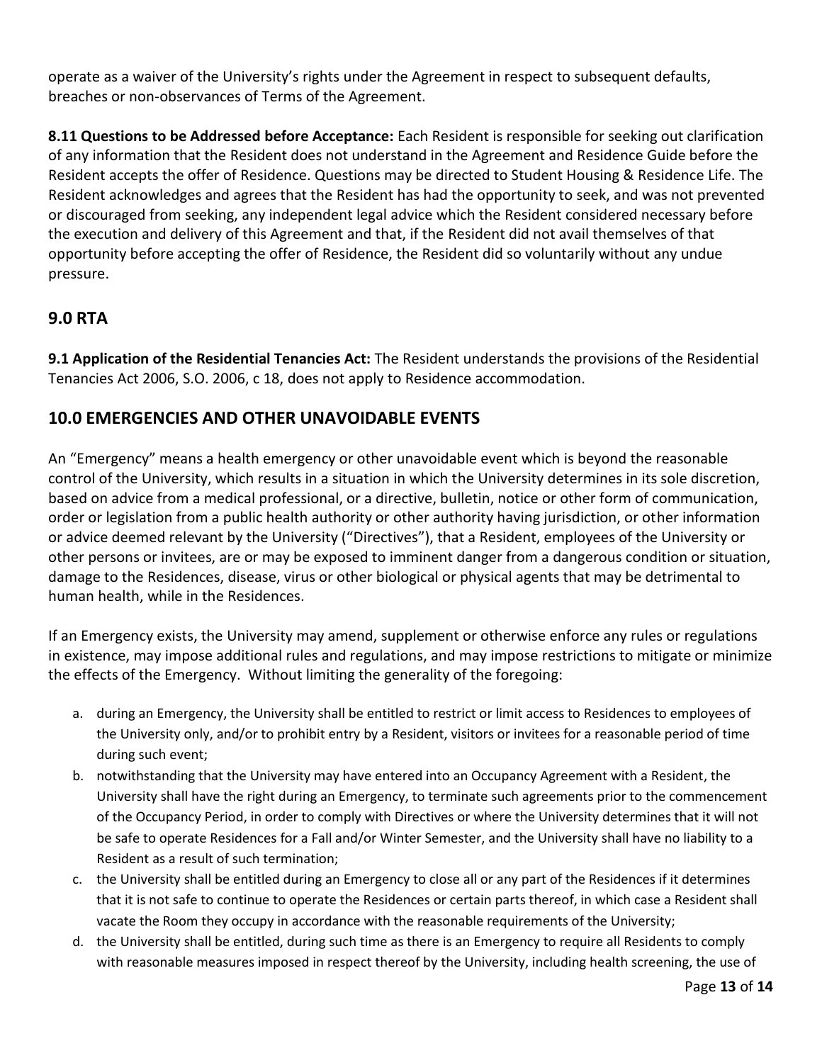operate as a waiver of the University's rights under the Agreement in respect to subsequent defaults, breaches or non-observances of Terms of the Agreement.

**8.11 Questions to be Addressed before Acceptance:** Each Resident is responsible for seeking out clarification of any information that the Resident does not understand in the Agreement and Residence Guide before the Resident accepts the offer of Residence. Questions may be directed to Student Housing & Residence Life. The Resident acknowledges and agrees that the Resident has had the opportunity to seek, and was not prevented or discouraged from seeking, any independent legal advice which the Resident considered necessary before the execution and delivery of this Agreement and that, if the Resident did not avail themselves of that opportunity before accepting the offer of Residence, the Resident did so voluntarily without any undue pressure.

## 9.0 RTA

**9.1 Application of the Residential Tenancies Act:** The Resident understands the provisions of the Residential Tenancies Act 2006, S.O. 2006, c 18, does not apply to Residence accommodation.

## 10.0 EMERGENCIES AND OTHER UNAVOIDABLE EVENTS

An "Emergency" means a health emergency or other unavoidable event which is beyond the reasonable control of the University, which results in a situation in which the University determines in its sole discretion, based on advice from a medical professional, or a directive, bulletin, notice or other form of communication, order or legislation from a public health authority or other authority having jurisdiction, or other information or advice deemed relevant by the University ("Directives"), that a Resident, employees of the University or other persons or invitees, are or may be exposed to imminent danger from a dangerous condition or situation, damage to the Residences, disease, virus or other biological or physical agents that may be detrimental to human health, while in the Residences.

If an Emergency exists, the University may amend, supplement or otherwise enforce any rules or regulations in existence, may impose additional rules and regulations, and may impose restrictions to mitigate or minimize the effects of the Emergency. Without limiting the generality of the foregoing:

a. during an Emergency, the University shall be entitled to restrict or limit access to Residences to employees of the University only, and/or to prohibit entry by a Resident, visitors or invitees for a reasonable period of time during such event;
b. notwithstanding that the University may have entered into an Occupancy Agreement with a Resident, the University shall have the right during an Emergency, to terminate such agreements prior to the commencement of the Occupancy Period, in order to comply with Directives or where the University determines that it will not be safe to operate Residences for a Fall and/or Winter Semester, and the University shall have no liability to a Resident as a result of such termination;
c. the University shall be entitled during an Emergency to close all or any part of the Residences if it determines that it is not safe to continue to operate the Residences or certain parts thereof, in which case a Resident shall vacate the Room they occupy in accordance with the reasonable requirements of the University;
d. the University shall be entitled, during such time as there is an Emergency to require all Residents to comply with reasonable measures imposed in respect thereof by the University, including health screening, the use of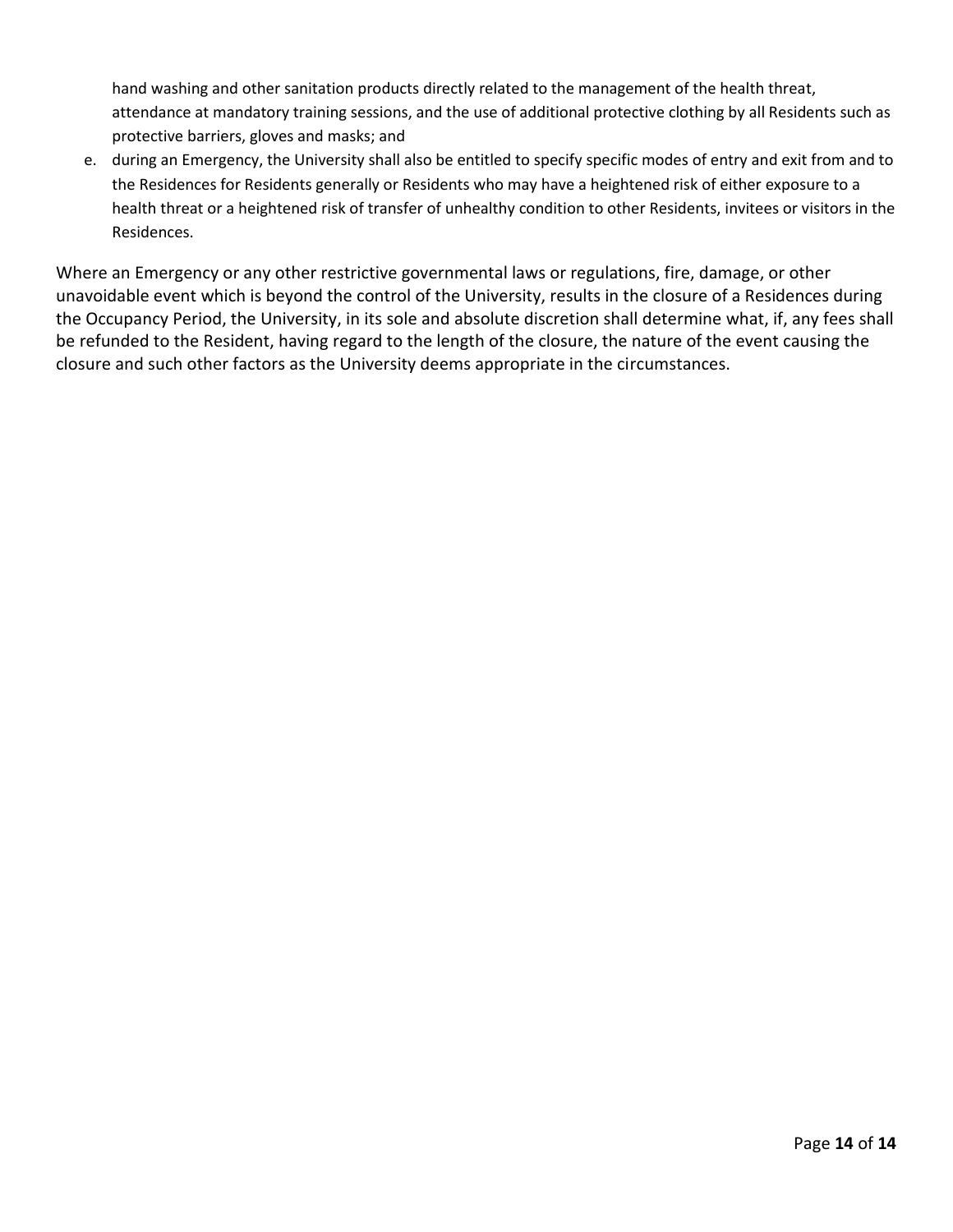hand washing and other sanitation products directly related to the management of the health threat, attendance at mandatory training sessions, and the use of additional protective clothing by all Residents such as protective barriers, gloves and masks; and

e. during an Emergency, the University shall also be entitled to specify specific modes of entry and exit from and to the Residences for Residents generally or Residents who may have a heightened risk of either exposure to a health threat or a heightened risk of transfer of unhealthy condition to other Residents, invitees or visitors in the Residences.

Where an Emergency or any other restrictive governmental laws or regulations, fire, damage, or other unavoidable event which is beyond the control of the University, results in the closure of a Residences during the Occupancy Period, the University, in its sole and absolute discretion shall determine what, if, any fees shall be refunded to the Resident, having regard to the length of the closure, the nature of the event causing the closure and such other factors as the University deems appropriate in the circumstances.